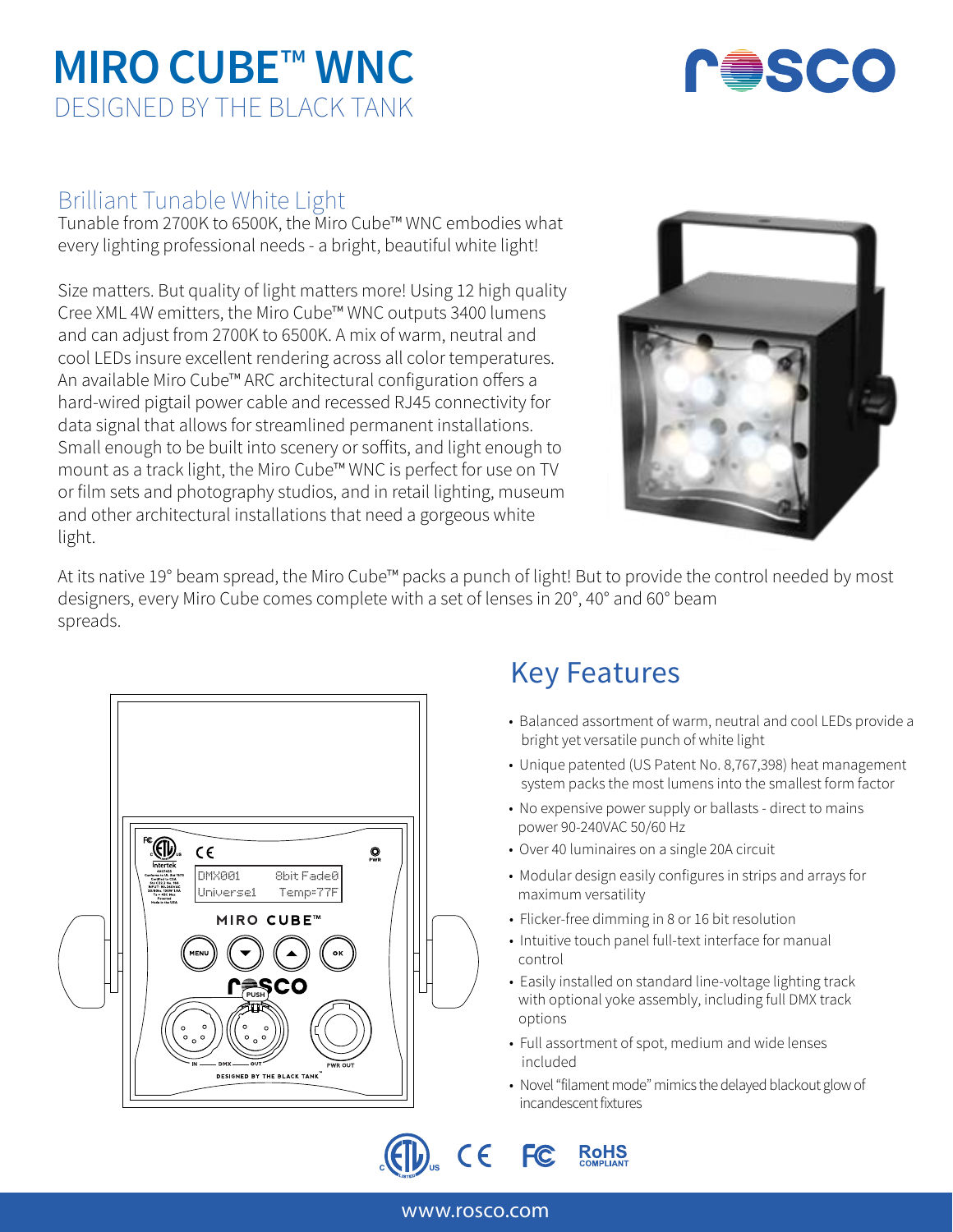# MIRO CUBE™ WNC

DESIGNED BY THE BLACK TANK

## Brilliant Tunable White Light

Tunable from 2700K to 6500K, the Miro Cube™ WNC embodies what every lighting professional needs - a bright, beautiful white light!

Size matters. But quality of light matters more! Using 12 high quality Cree XML 4W emitters, the Miro Cube™ WNC outputs 3400 lumens and can adjust from 2700K to 6500K. A mix of warm, neutral and cool LEDs insure excellent rendering across all color temperatures. An available Miro Cube™ ARC architectural configuration offers a hard-wired pigtail power cable and recessed RJ45 connectivity for data signal that allows for streamlined permanent installations. Small enough to be built into scenery or soffits, and light enough to mount as a track light, the Miro Cube™ WNC is perfect for use on TV or film sets and photography studios, and in retail lighting, museum and other architectural installations that need a gorgeous white light.

At its native 19° beam spread, the Miro Cube™ packs a punch of light! But to provide the control needed by most designers, every Miro Cube comes complete with a set of lenses in 20°, 40° and 60° beam spreads.

## Key Features

- Balanced assortment of warm, neutral and cool LEDs provide a bright yet versatile punch of white light
- Unique patented (US Patent No. 8,767,398) heat management system packs the most lumens into the smallest form factor
- No expensive power supply or ballasts - direct to mains power 90-240VAC 50/60 Hz
- Over 40 luminaires on a single 20A circuit
- Modular design easily configures in strips and arrays for maximum versatility
- Flicker-free dimming in 8 or 16 bit resolution
- Intuitive touch panel full-text interface for manual control
- Easily installed on standard line-voltage lighting track with optional yoke assembly, including full DMX track options
- Full assortment of spot, medium and wide lenses included
- Novel "filament mode" mimics the delayed blackout glow of incandescent fixtures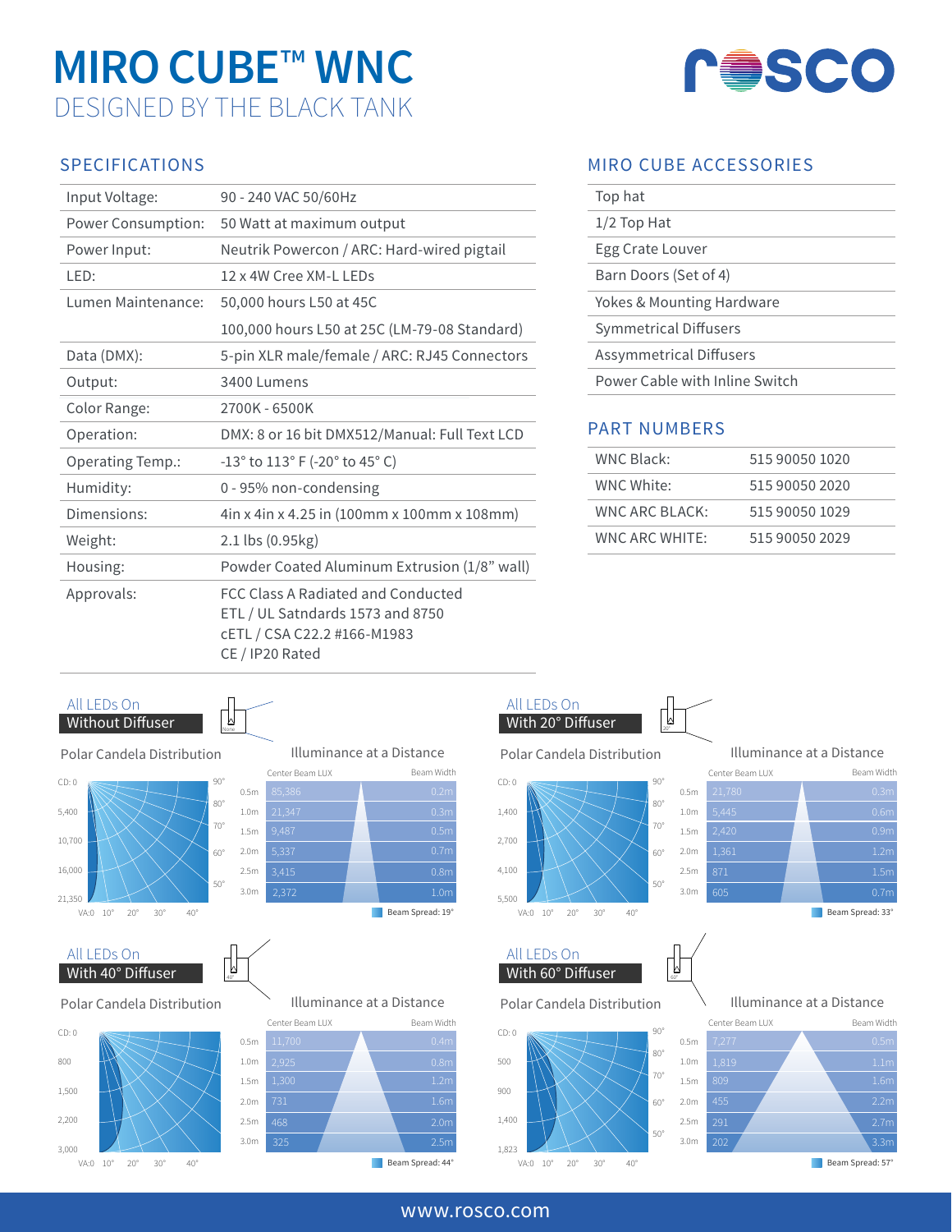# MIRO CUBE™ WNC

DESIGNED BY THE BLACK TANK

rosco

## SPECIFICATIONS

| | |
|---|---|
| Input Voltage: | 90 - 240 VAC 50/60Hz |
| Power Consumption: | 50 Watt at maximum output |
| Power Input: | Neutrik Powercon / ARC: Hard-wired pigtail |
| LED: | 12 x 4W Cree XM-L LEDs |
| Lumen Maintenance: | 50,000 hours L50 at 45C |
| | 100,000 hours L50 at 25C (LM-79-08 Standard) |
| Data (DMX): | 5-pin XLR male/female / ARC: RJ45 Connectors |
| Output: | 3400 Lumens |
| Color Range: | 2700K - 6500K |
| Operation: | DMX: 8 or 16 bit DMX512/Manual: Full Text LCD |
| Operating Temp.: | -13° to 113° F (-20° to 45° C) |
| Humidity: | 0 - 95% non-condensing |
| Dimensions: | 4in x 4in x 4.25 in (100mm x 100mm x 108mm) |
| Weight: | 2.1 lbs (0.95kg) |
| Housing: | Powder Coated Aluminum Extrusion (1/8" wall) |
| Approvals: | FCC Class A Radiated and Conducted<br>ETL / UL Satndards 1573 and 8750<br>cETL / CSA C22.2 #166-M1983<br>CE / IP20 Rated |

## MIRO CUBE ACCESSORIES

- Top hat
- 1/2 Top Hat
- Egg Crate Louver
- Barn Doors (Set of 4)
- Yokes & Mounting Hardware
- Symmetrical Diffusers
- Assymmetrical Diffusers
- Power Cable with Inline Switch

## PART NUMBERS

| | |
|---|---|
| WNC Black: | 515 90050 1020 |
| WNC White: | 515 90050 2020 |
| WNC ARC BLACK: | 515 90050 1029 |
| WNC ARC WHITE: | 515 90050 2029 |

### All LEDs On — Without Diffuser

None

Polar Candela Distribution

CD: 0
5,400
10,700
16,000
21,350
VA:0 10° 20° 30° 40°
90° 80° 70° 60° 50°

Illuminance at a Distance

Center Beam LUX
Beam Width
0.5m 85,386 0.2m
1.0m 21,347 0.3m
1.5m 9,487 0.5m
2.0m 5,337 0.7m
2.5m 3,415 0.8m
3.0m 2,372 1.0m

Beam Spread: 19°

### All LEDs On — With 20° Diffuser

20°

Polar Candela Distribution

CD: 0
1,400
2,700
4,100
5,500
VA:0 10° 20° 30° 40°
90° 80° 70° 60° 50°

Illuminance at a Distance

Center Beam LUX
Beam Width
0.5m 21,780 0.3m
1.0m 5,445 0.6m
1.5m 2,420 0.9m
2.0m 1,361 1.2m
2.5m 871 1.5m
3.0m 605 0.7m

Beam Spread: 33°

### All LEDs On — With 40° Diffuser

40°

Polar Candela Distribution

CD: 0
800
1,500
2,200
3,000
VA:0 10° 20° 30° 40°

Illuminance at a Distance

Center Beam LUX
Beam Width
0.5m 11,700 0.4m
1.0m 2,925 0.8m
1.5m 1,300 1.2m
2.0m 731 1.6m
2.5m 468 2.0m
3.0m 325 2.5m

Beam Spread: 44°

### All LEDs On — With 60° Diffuser

60°

Polar Candela Distribution

CD: 0
500
900
1,400
1,823
VA:0 10° 20° 30° 40°
90° 80° 70° 60° 50°

Illuminance at a Distance

Center Beam LUX
Beam Width
0.5m 7,277 0.5m
1.0m 1,819 1.1m
1.5m 809 1.6m
2.0m 455 2.2m
2.5m 291 2.7m
3.0m 202 3.3m

Beam Spread: 57°

www.rosco.com